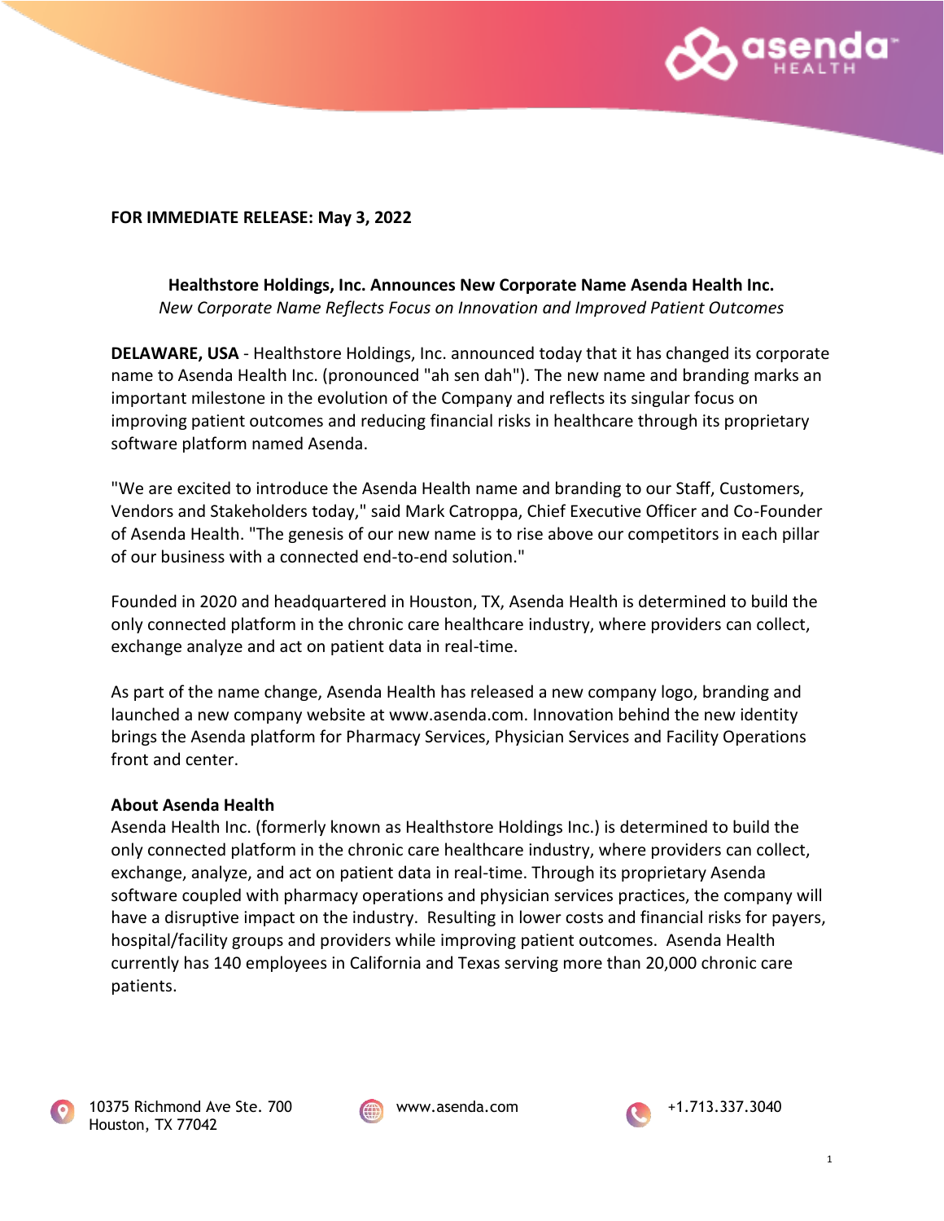**FOR IMMEDIATE RELEASE: May 3, 2022**

**Healthstore Holdings, Inc. Announces New Corporate Name Asenda Health Inc.**
*New Corporate Name Reflects Focus on Innovation and Improved Patient Outcomes*

**DELAWARE, USA** - Healthstore Holdings, Inc. announced today that it has changed its corporate name to Asenda Health Inc. (pronounced "ah sen dah"). The new name and branding marks an important milestone in the evolution of the Company and reflects its singular focus on improving patient outcomes and reducing financial risks in healthcare through its proprietary software platform named Asenda.

"We are excited to introduce the Asenda Health name and branding to our Staff, Customers, Vendors and Stakeholders today," said Mark Catroppa, Chief Executive Officer and Co-Founder of Asenda Health. "The genesis of our new name is to rise above our competitors in each pillar of our business with a connected end-to-end solution."

Founded in 2020 and headquartered in Houston, TX, Asenda Health is determined to build the only connected platform in the chronic care healthcare industry, where providers can collect, exchange analyze and act on patient data in real-time.

As part of the name change, Asenda Health has released a new company logo, branding and launched a new company website at www.asenda.com. Innovation behind the new identity brings the Asenda platform for Pharmacy Services, Physician Services and Facility Operations front and center.

**About Asenda Health**

Asenda Health Inc. (formerly known as Healthstore Holdings Inc.) is determined to build the only connected platform in the chronic care healthcare industry, where providers can collect, exchange, analyze, and act on patient data in real-time. Through its proprietary Asenda software coupled with pharmacy operations and physician services practices, the company will have a disruptive impact on the industry. Resulting in lower costs and financial risks for payers, hospital/facility groups and providers while improving patient outcomes. Asenda Health currently has 140 employees in California and Texas serving more than 20,000 chronic care patients.

10375 Richmond Ave Ste. 700
Houston, TX 77042

www.asenda.com

+1.713.337.3040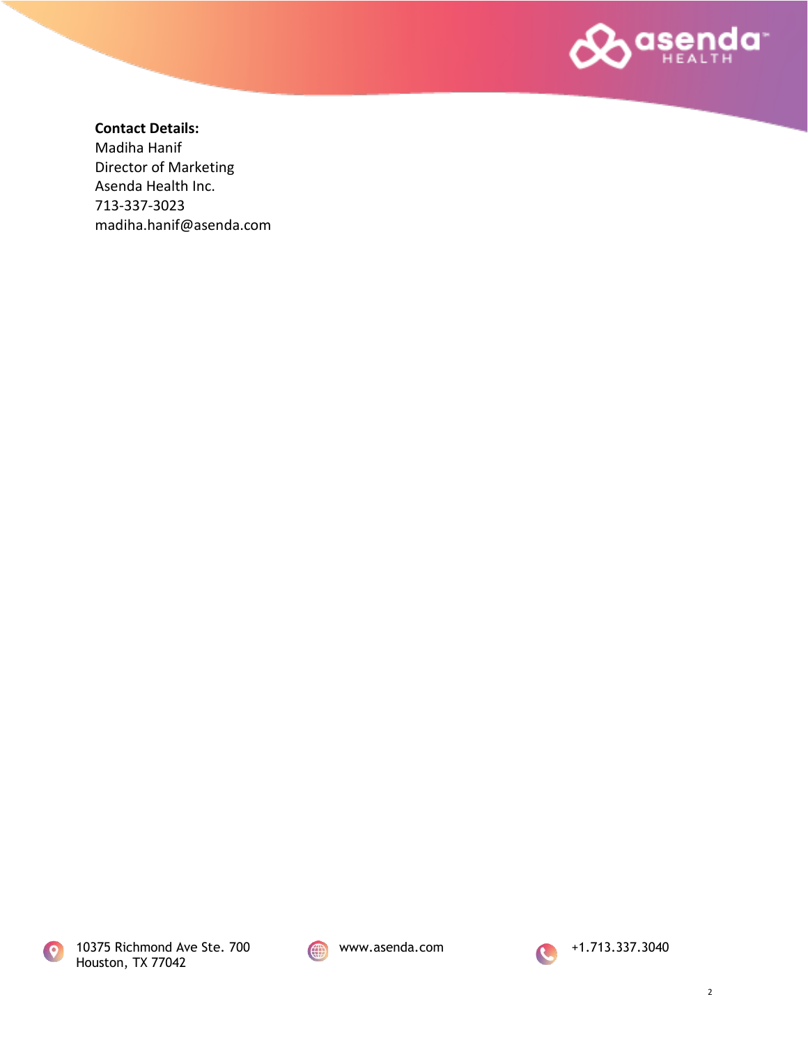**Contact Details:**
Madiha Hanif
Director of Marketing
Asenda Health Inc.
713-337-3023
madiha.hanif@asenda.com